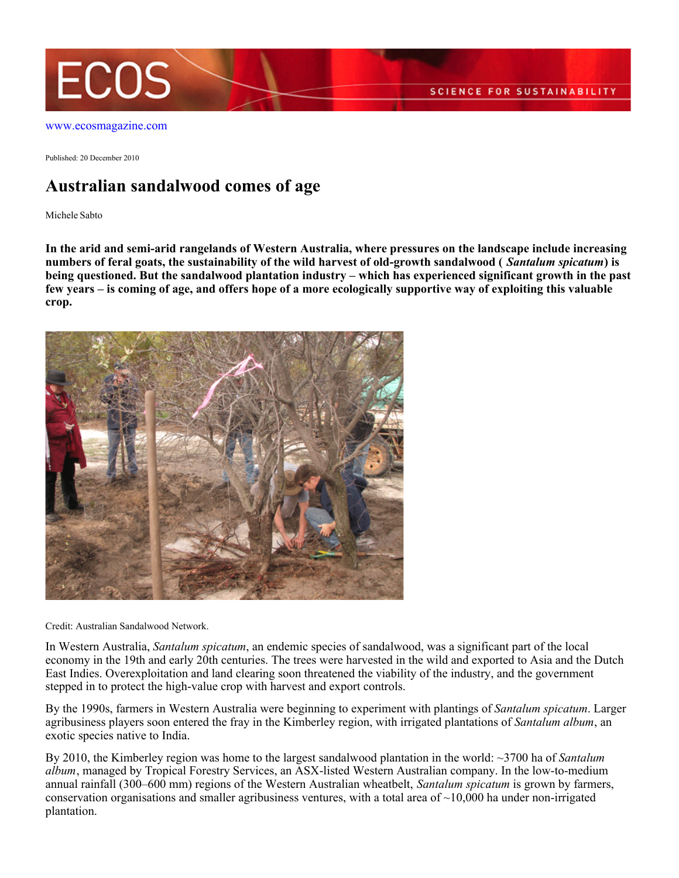www.ecosmagazine.com

Published: 20 December 2010

# Australian sandalwood comes of age

Michele Sabto

**In the arid and semi-arid rangelands of Western Australia, where pressures on the landscape include increasing numbers of feral goats, the sustainability of the wild harvest of old-growth sandalwood ( *Santalum spicatum*) is being questioned. But the sandalwood plantation industry – which has experienced significant growth in the past few years – is coming of age, and offers hope of a more ecologically supportive way of exploiting this valuable crop.**

Credit: Australian Sandalwood Network.

In Western Australia, *Santalum spicatum*, an endemic species of sandalwood, was a significant part of the local economy in the 19th and early 20th centuries. The trees were harvested in the wild and exported to Asia and the Dutch East Indies. Overexploitation and land clearing soon threatened the viability of the industry, and the government stepped in to protect the high-value crop with harvest and export controls.

By the 1990s, farmers in Western Australia were beginning to experiment with plantings of *Santalum spicatum*. Larger agribusiness players soon entered the fray in the Kimberley region, with irrigated plantations of *Santalum album*, an exotic species native to India.

By 2010, the Kimberley region was home to the largest sandalwood plantation in the world: ~3700 ha of *Santalum album*, managed by Tropical Forestry Services, an ASX-listed Western Australian company. In the low-to-medium annual rainfall (300–600 mm) regions of the Western Australian wheatbelt, *Santalum spicatum* is grown by farmers, conservation organisations and smaller agribusiness ventures, with a total area of ~10,000 ha under non-irrigated plantation.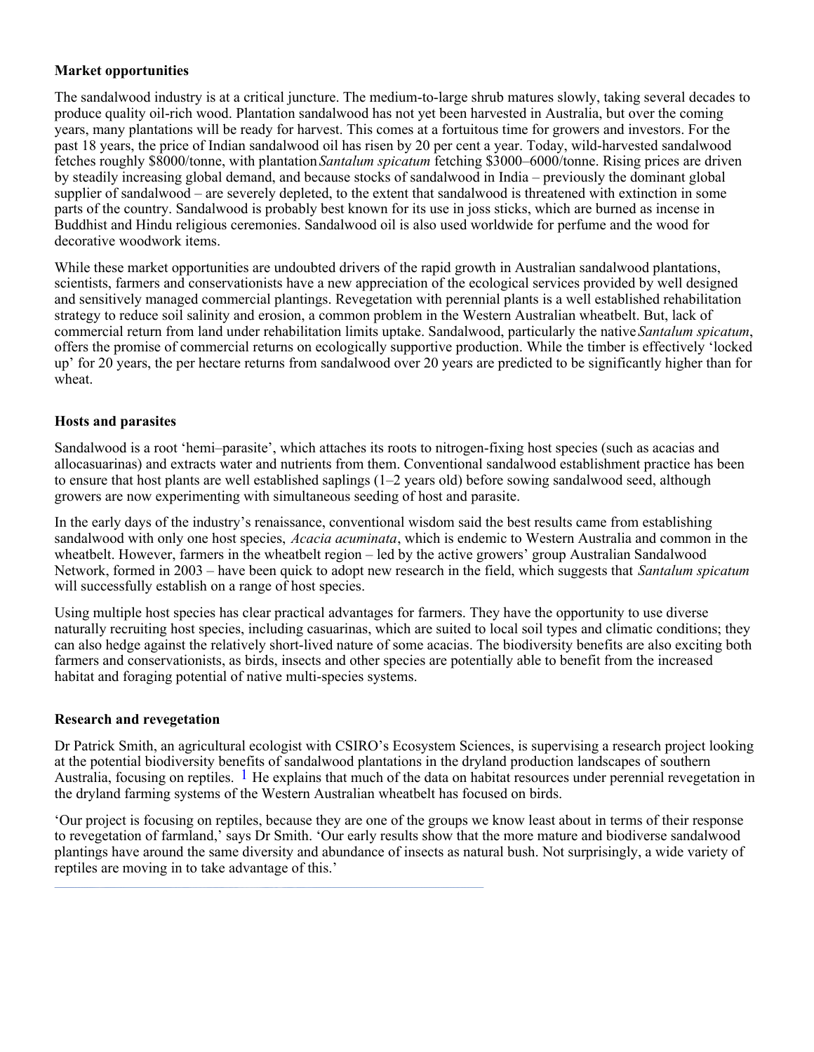**Market opportunities**

The sandalwood industry is at a critical juncture. The medium-to-large shrub matures slowly, taking several decades to produce quality oil-rich wood. Plantation sandalwood has not yet been harvested in Australia, but over the coming years, many plantations will be ready for harvest. This comes at a fortuitous time for growers and investors. For the past 18 years, the price of Indian sandalwood oil has risen by 20 per cent a year. Today, wild-harvested sandalwood fetches roughly \$8000/tonne, with plantation *Santalum spicatum* fetching \$3000–6000/tonne. Rising prices are driven by steadily increasing global demand, and because stocks of sandalwood in India – previously the dominant global supplier of sandalwood – are severely depleted, to the extent that sandalwood is threatened with extinction in some parts of the country. Sandalwood is probably best known for its use in joss sticks, which are burned as incense in Buddhist and Hindu religious ceremonies. Sandalwood oil is also used worldwide for perfume and the wood for decorative woodwork items.

While these market opportunities are undoubted drivers of the rapid growth in Australian sandalwood plantations, scientists, farmers and conservationists have a new appreciation of the ecological services provided by well designed and sensitively managed commercial plantings. Revegetation with perennial plants is a well established rehabilitation strategy to reduce soil salinity and erosion, a common problem in the Western Australian wheatbelt. But, lack of commercial return from land under rehabilitation limits uptake. Sandalwood, particularly the native *Santalum spicatum*, offers the promise of commercial returns on ecologically supportive production. While the timber is effectively 'locked up' for 20 years, the per hectare returns from sandalwood over 20 years are predicted to be significantly higher than for wheat.

**Hosts and parasites**

Sandalwood is a root 'hemi–parasite', which attaches its roots to nitrogen-fixing host species (such as acacias and allocasuarinas) and extracts water and nutrients from them. Conventional sandalwood establishment practice has been to ensure that host plants are well established saplings (1–2 years old) before sowing sandalwood seed, although growers are now experimenting with simultaneous seeding of host and parasite.

In the early days of the industry's renaissance, conventional wisdom said the best results came from establishing sandalwood with only one host species, *Acacia acuminata*, which is endemic to Western Australia and common in the wheatbelt. However, farmers in the wheatbelt region – led by the active growers' group Australian Sandalwood Network, formed in 2003 – have been quick to adopt new research in the field, which suggests that *Santalum spicatum* will successfully establish on a range of host species.

Using multiple host species has clear practical advantages for farmers. They have the opportunity to use diverse naturally recruiting host species, including casuarinas, which are suited to local soil types and climatic conditions; they can also hedge against the relatively short-lived nature of some acacias. The biodiversity benefits are also exciting both farmers and conservationists, as birds, insects and other species are potentially able to benefit from the increased habitat and foraging potential of native multi-species systems.

**Research and revegetation**

Dr Patrick Smith, an agricultural ecologist with CSIRO's Ecosystem Sciences, is supervising a research project looking at the potential biodiversity benefits of sandalwood plantations in the dryland production landscapes of southern Australia, focusing on reptiles. [1] He explains that much of the data on habitat resources under perennial revegetation in the dryland farming systems of the Western Australian wheatbelt has focused on birds.

'Our project is focusing on reptiles, because they are one of the groups we know least about in terms of their response to revegetation of farmland,' says Dr Smith. 'Our early results show that the more mature and biodiverse sandalwood plantings have around the same diversity and abundance of insects as natural bush. Not surprisingly, a wide variety of reptiles are moving in to take advantage of this.'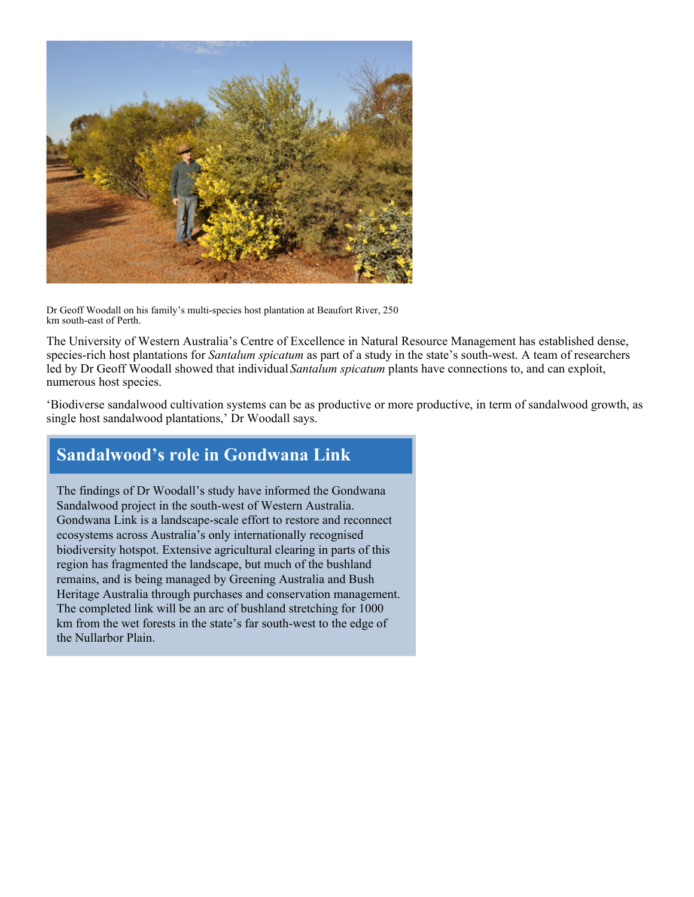Dr Geoff Woodall on his family's multi-species host plantation at Beaufort River, 250 km south-east of Perth.

The University of Western Australia's Centre of Excellence in Natural Resource Management has established dense, species-rich host plantations for *Santalum spicatum* as part of a study in the state's south-west. A team of researchers led by Dr Geoff Woodall showed that individual *Santalum spicatum* plants have connections to, and can exploit, numerous host species.

'Biodiverse sandalwood cultivation systems can be as productive or more productive, in term of sandalwood growth, as single host sandalwood plantations,' Dr Woodall says.

## Sandalwood's role in Gondwana Link

The findings of Dr Woodall's study have informed the Gondwana Sandalwood project in the south-west of Western Australia. Gondwana Link is a landscape-scale effort to restore and reconnect ecosystems across Australia's only internationally recognised biodiversity hotspot. Extensive agricultural clearing in parts of this region has fragmented the landscape, but much of the bushland remains, and is being managed by Greening Australia and Bush Heritage Australia through purchases and conservation management. The completed link will be an arc of bushland stretching for 1000 km from the wet forests in the state's far south-west to the edge of the Nullarbor Plain.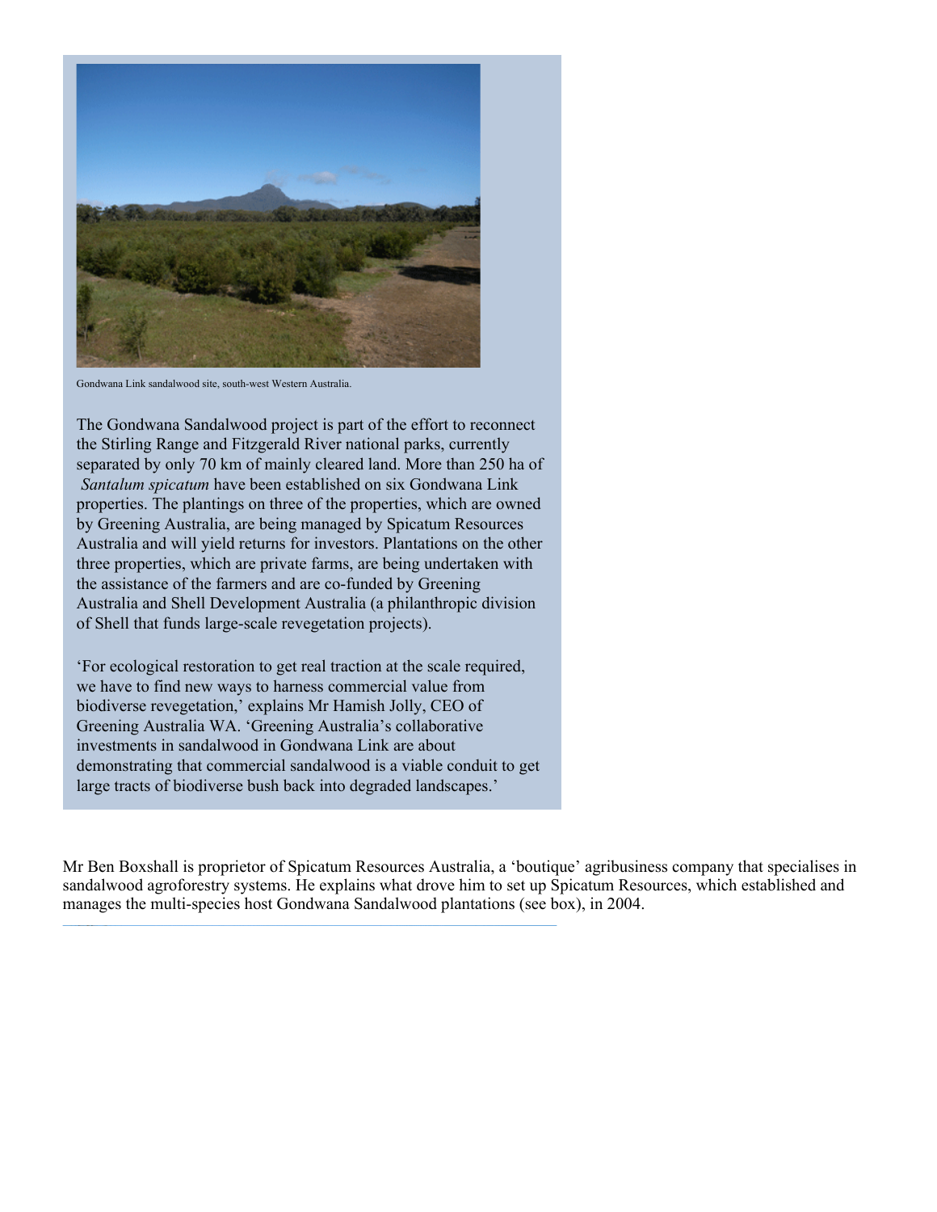Gondwana Link sandalwood site, south-west Western Australia.

The Gondwana Sandalwood project is part of the effort to reconnect the Stirling Range and Fitzgerald River national parks, currently separated by only 70 km of mainly cleared land. More than 250 ha of *Santalum spicatum* have been established on six Gondwana Link properties. The plantings on three of the properties, which are owned by Greening Australia, are being managed by Spicatum Resources Australia and will yield returns for investors. Plantations on the other three properties, which are private farms, are being undertaken with the assistance of the farmers and are co-funded by Greening Australia and Shell Development Australia (a philanthropic division of Shell that funds large-scale revegetation projects).

'For ecological restoration to get real traction at the scale required, we have to find new ways to harness commercial value from biodiverse revegetation,' explains Mr Hamish Jolly, CEO of Greening Australia WA. 'Greening Australia's collaborative investments in sandalwood in Gondwana Link are about demonstrating that commercial sandalwood is a viable conduit to get large tracts of biodiverse bush back into degraded landscapes.'

Mr Ben Boxshall is proprietor of Spicatum Resources Australia, a 'boutique' agribusiness company that specialises in sandalwood agroforestry systems. He explains what drove him to set up Spicatum Resources, which established and manages the multi-species host Gondwana Sandalwood plantations (see box), in 2004.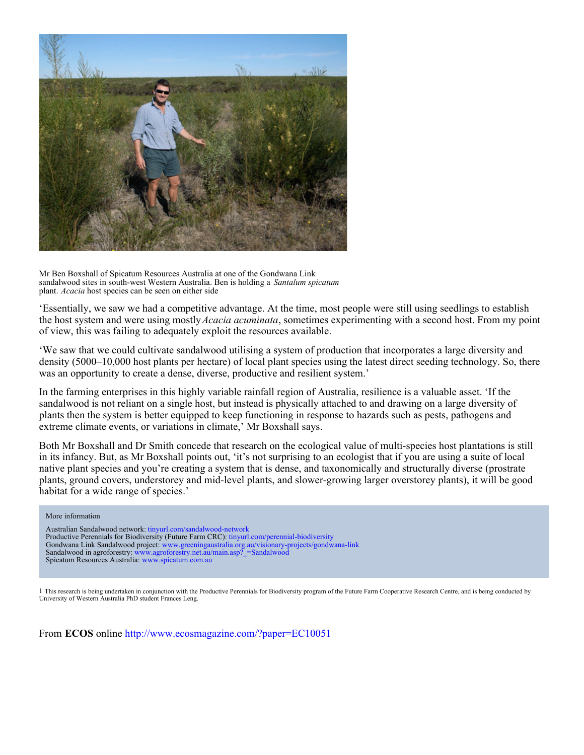Mr Ben Boxshall of Spicatum Resources Australia at one of the Gondwana Link sandalwood sites in south-west Western Australia. Ben is holding a *Santalum spicatum* plant. *Acacia* host species can be seen on either side

'Essentially, we saw we had a competitive advantage. At the time, most people were still using seedlings to establish the host system and were using mostly *Acacia acuminata*, sometimes experimenting with a second host. From my point of view, this was failing to adequately exploit the resources available.

'We saw that we could cultivate sandalwood utilising a system of production that incorporates a large diversity and density (5000–10,000 host plants per hectare) of local plant species using the latest direct seeding technology. So, there was an opportunity to create a dense, diverse, productive and resilient system.'

In the farming enterprises in this highly variable rainfall region of Australia, resilience is a valuable asset. 'If the sandalwood is not reliant on a single host, but instead is physically attached to and drawing on a large diversity of plants then the system is better equipped to keep functioning in response to hazards such as pests, pathogens and extreme climate events, or variations in climate,' Mr Boxshall says.

Both Mr Boxshall and Dr Smith concede that research on the ecological value of multi-species host plantations is still in its infancy. But, as Mr Boxshall points out, 'it's not surprising to an ecologist that if you are using a suite of local native plant species and you're creating a system that is dense, and taxonomically and structurally diverse (prostrate plants, ground covers, understorey and mid-level plants, and slower-growing larger overstorey plants), it will be good habitat for a wide range of species.'

More information

Australian Sandalwood network: tinyurl.com/sandalwood-network
Productive Perennials for Biodiversity (Future Farm CRC): tinyurl.com/perennial-biodiversity
Gondwana Link Sandalwood project: www.greeningaustralia.org.au/visionary-projects/gondwana-link
Sandalwood in agroforestry: www.agroforestry.net.au/main.asp?_=Sandalwood
Spicatum Resources Australia: www.spicatum.com.au

[1] This research is being undertaken in conjunction with the Productive Perennials for Biodiversity program of the Future Farm Cooperative Research Centre, and is being conducted by University of Western Australia PhD student Frances Leng.

From **ECOS** online http://www.ecosmagazine.com/?paper=EC10051